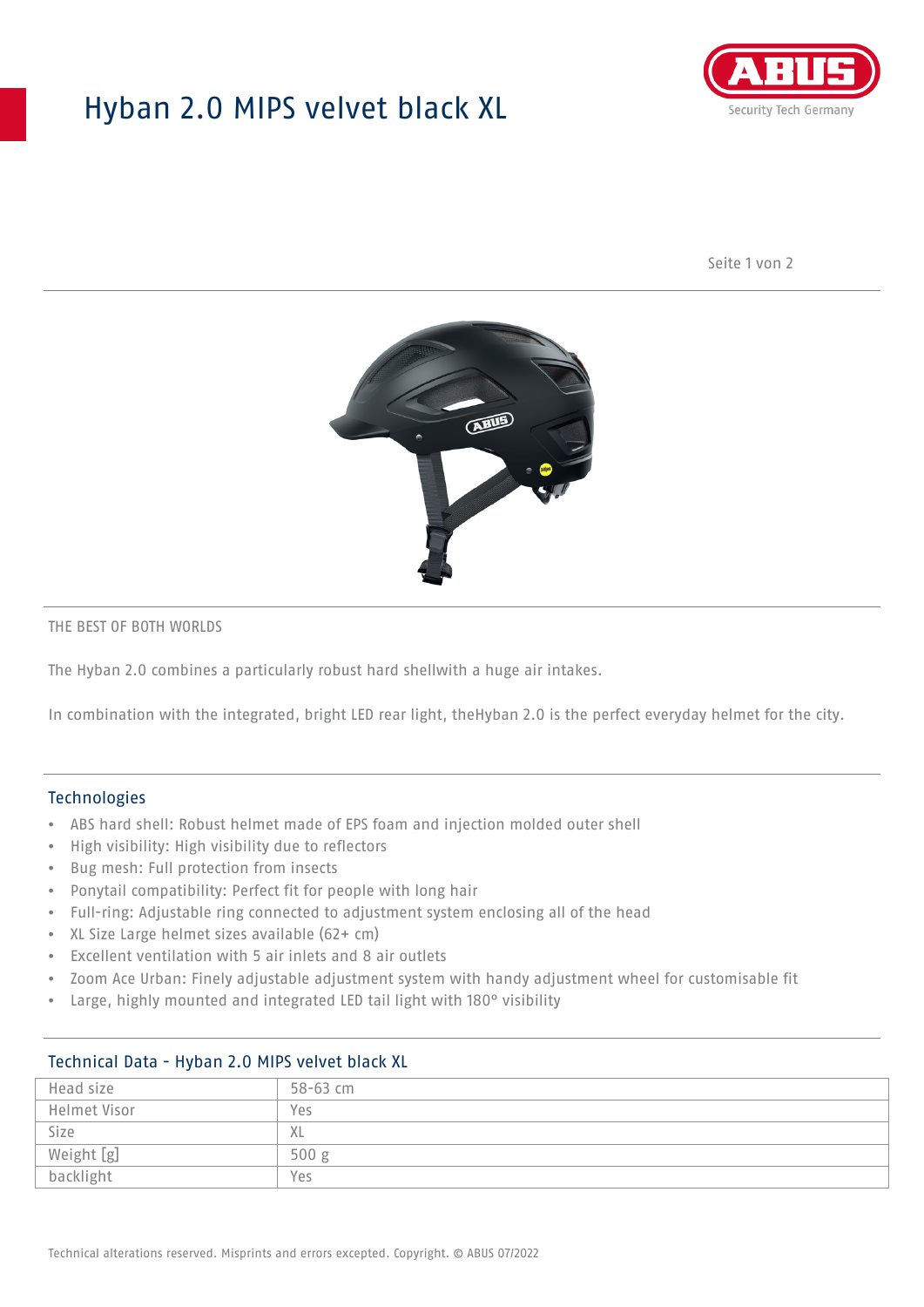# Hyban 2.0 MIPS velvet black XL

THE BEST OF BOTH WORLDS

The Hyban 2.0 combines a particularly robust hard shellwith a huge air intakes.

In combination with the integrated, bright LED rear light, theHyban 2.0 is the perfect everyday helmet for the city.

## Technologies

- ABS hard shell: Robust helmet made of EPS foam and injection molded outer shell
- High visibility: High visibility due to reflectors
- Bug mesh: Full protection from insects
- Ponytail compatibility: Perfect fit for people with long hair
- Full-ring: Adjustable ring connected to adjustment system enclosing all of the head
- XL Size Large helmet sizes available (62+ cm)
- Excellent ventilation with 5 air inlets and 8 air outlets
- Zoom Ace Urban: Finely adjustable adjustment system with handy adjustment wheel for customisable fit
- Large, highly mounted and integrated LED tail light with 180° visibility

## Technical Data - Hyban 2.0 MIPS velvet black XL

| | |
|---|---|
| Head size | 58-63 cm |
| Helmet Visor | Yes |
| Size | XL |
| Weight [g] | 500 g |
| backlight | Yes |

Technical alterations reserved. Misprints and errors excepted. Copyright. © ABUS 07/2022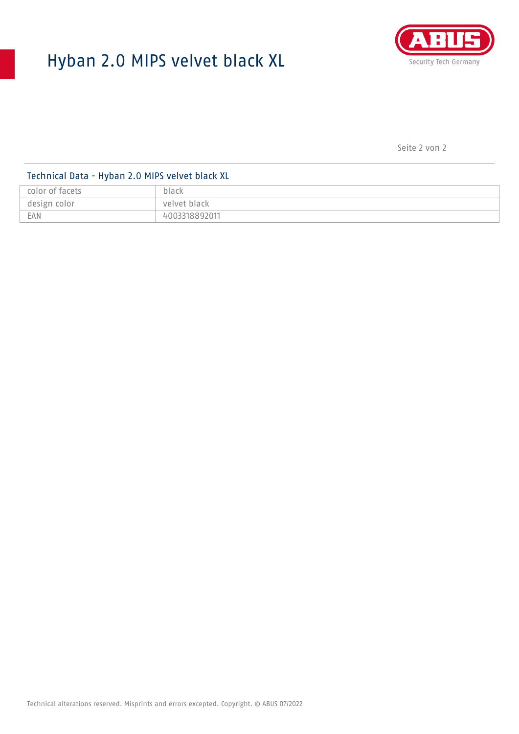# Hyban 2.0 MIPS velvet black XL

## Technical Data - Hyban 2.0 MIPS velvet black XL

| | |
|---|---|
| color of facets | black |
| design color | velvet black |
| EAN | 4003318892011 |

Technical alterations reserved. Misprints and errors excepted. Copyright. © ABUS 07/2022